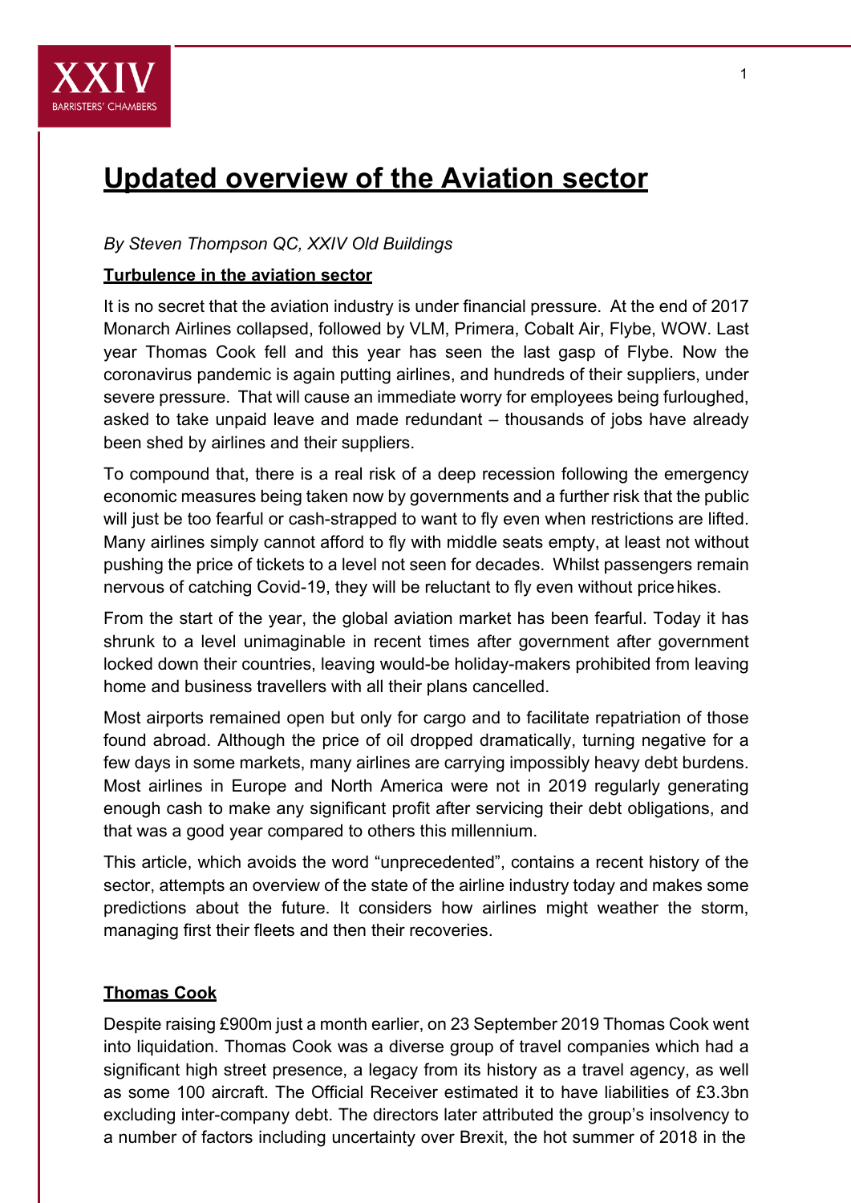# Updated overview of the Aviation sector

*By Steven Thompson QC, XXIV Old Buildings*

## Turbulence in the aviation sector

It is no secret that the aviation industry is under financial pressure. At the end of 2017 Monarch Airlines collapsed, followed by VLM, Primera, Cobalt Air, Flybe, WOW. Last year Thomas Cook fell and this year has seen the last gasp of Flybe. Now the coronavirus pandemic is again putting airlines, and hundreds of their suppliers, under severe pressure. That will cause an immediate worry for employees being furloughed, asked to take unpaid leave and made redundant – thousands of jobs have already been shed by airlines and their suppliers.

To compound that, there is a real risk of a deep recession following the emergency economic measures being taken now by governments and a further risk that the public will just be too fearful or cash-strapped to want to fly even when restrictions are lifted. Many airlines simply cannot afford to fly with middle seats empty, at least not without pushing the price of tickets to a level not seen for decades. Whilst passengers remain nervous of catching Covid-19, they will be reluctant to fly even without price hikes.

From the start of the year, the global aviation market has been fearful. Today it has shrunk to a level unimaginable in recent times after government after government locked down their countries, leaving would-be holiday-makers prohibited from leaving home and business travellers with all their plans cancelled.

Most airports remained open but only for cargo and to facilitate repatriation of those found abroad. Although the price of oil dropped dramatically, turning negative for a few days in some markets, many airlines are carrying impossibly heavy debt burdens. Most airlines in Europe and North America were not in 2019 regularly generating enough cash to make any significant profit after servicing their debt obligations, and that was a good year compared to others this millennium.

This article, which avoids the word "unprecedented", contains a recent history of the sector, attempts an overview of the state of the airline industry today and makes some predictions about the future. It considers how airlines might weather the storm, managing first their fleets and then their recoveries.

## Thomas Cook

Despite raising £900m just a month earlier, on 23 September 2019 Thomas Cook went into liquidation. Thomas Cook was a diverse group of travel companies which had a significant high street presence, a legacy from its history as a travel agency, as well as some 100 aircraft. The Official Receiver estimated it to have liabilities of £3.3bn excluding inter-company debt. The directors later attributed the group's insolvency to a number of factors including uncertainty over Brexit, the hot summer of 2018 in the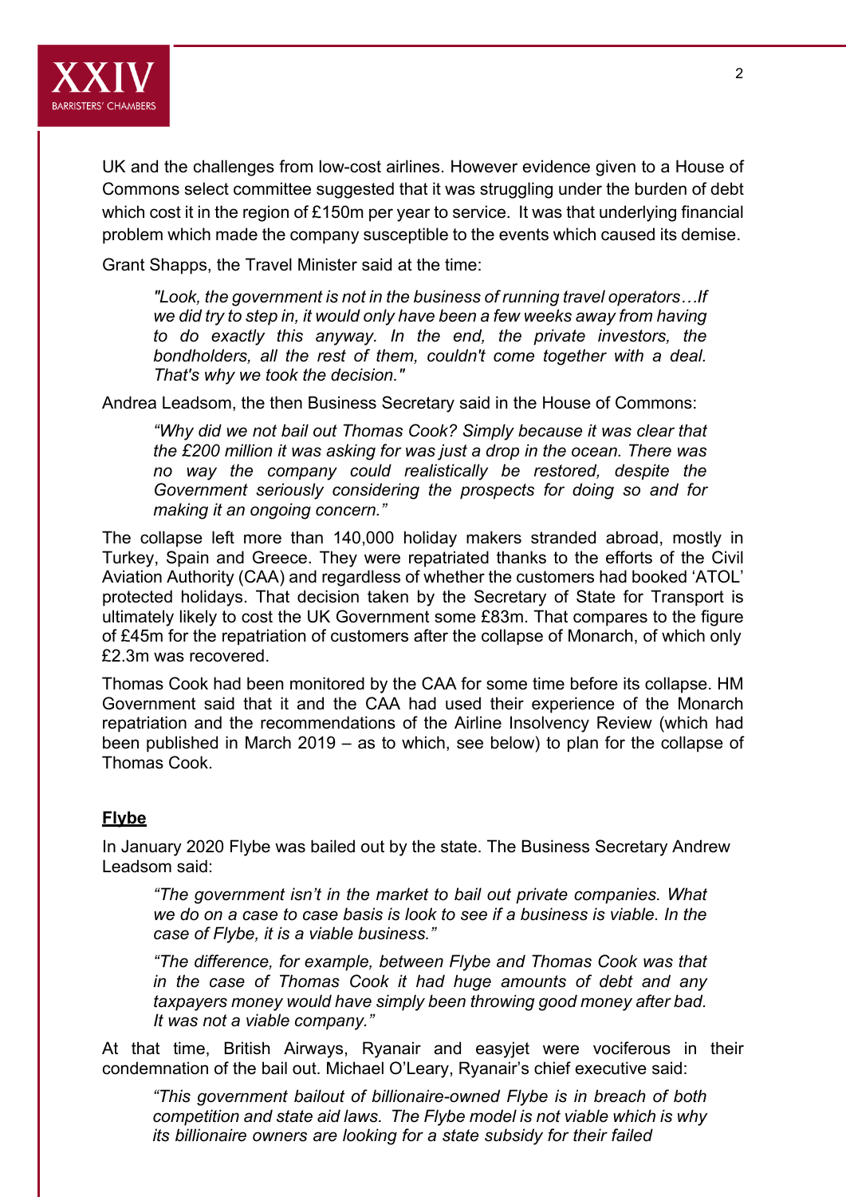UK and the challenges from low-cost airlines. However evidence given to a House of Commons select committee suggested that it was struggling under the burden of debt which cost it in the region of £150m per year to service. It was that underlying financial problem which made the company susceptible to the events which caused its demise.

Grant Shapps, the Travel Minister said at the time:

> *"Look, the government is not in the business of running travel operators…If we did try to step in, it would only have been a few weeks away from having to do exactly this anyway. In the end, the private investors, the bondholders, all the rest of them, couldn't come together with a deal. That's why we took the decision."*

Andrea Leadsom, the then Business Secretary said in the House of Commons:

> *"Why did we not bail out Thomas Cook? Simply because it was clear that the £200 million it was asking for was just a drop in the ocean. There was no way the company could realistically be restored, despite the Government seriously considering the prospects for doing so and for making it an ongoing concern."*

The collapse left more than 140,000 holiday makers stranded abroad, mostly in Turkey, Spain and Greece. They were repatriated thanks to the efforts of the Civil Aviation Authority (CAA) and regardless of whether the customers had booked 'ATOL' protected holidays. That decision taken by the Secretary of State for Transport is ultimately likely to cost the UK Government some £83m. That compares to the figure of £45m for the repatriation of customers after the collapse of Monarch, of which only £2.3m was recovered.

Thomas Cook had been monitored by the CAA for some time before its collapse. HM Government said that it and the CAA had used their experience of the Monarch repatriation and the recommendations of the Airline Insolvency Review (which had been published in March 2019 – as to which, see below) to plan for the collapse of Thomas Cook.

**Flybe**

In January 2020 Flybe was bailed out by the state. The Business Secretary Andrew Leadsom said:

> *"The government isn't in the market to bail out private companies. What we do on a case to case basis is look to see if a business is viable. In the case of Flybe, it is a viable business."*
>
> *"The difference, for example, between Flybe and Thomas Cook was that in the case of Thomas Cook it had huge amounts of debt and any taxpayers money would have simply been throwing good money after bad. It was not a viable company."*

At that time, British Airways, Ryanair and easyjet were vociferous in their condemnation of the bail out. Michael O'Leary, Ryanair's chief executive said:

> *"This government bailout of billionaire-owned Flybe is in breach of both competition and state aid laws. The Flybe model is not viable which is why its billionaire owners are looking for a state subsidy for their failed*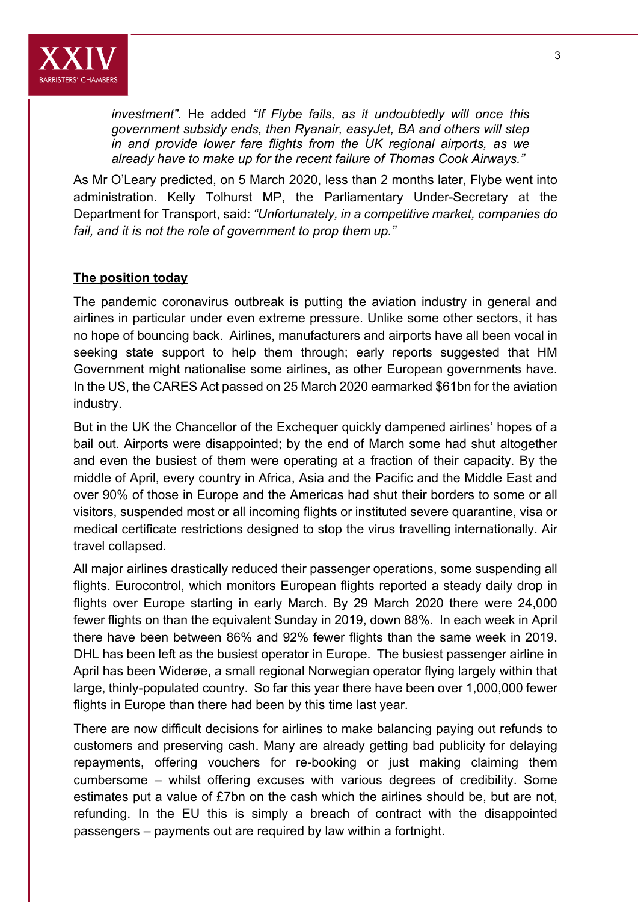*investment"*. He added *"If Flybe fails, as it undoubtedly will once this government subsidy ends, then Ryanair, easyJet, BA and others will step in and provide lower fare flights from the UK regional airports, as we already have to make up for the recent failure of Thomas Cook Airways."*

As Mr O'Leary predicted, on 5 March 2020, less than 2 months later, Flybe went into administration. Kelly Tolhurst MP, the Parliamentary Under-Secretary at the Department for Transport, said: *"Unfortunately, in a competitive market, companies do fail, and it is not the role of government to prop them up."*

**The position today**

The pandemic coronavirus outbreak is putting the aviation industry in general and airlines in particular under even extreme pressure. Unlike some other sectors, it has no hope of bouncing back. Airlines, manufacturers and airports have all been vocal in seeking state support to help them through; early reports suggested that HM Government might nationalise some airlines, as other European governments have. In the US, the CARES Act passed on 25 March 2020 earmarked $61bn for the aviation industry.

But in the UK the Chancellor of the Exchequer quickly dampened airlines' hopes of a bail out. Airports were disappointed; by the end of March some had shut altogether and even the busiest of them were operating at a fraction of their capacity. By the middle of April, every country in Africa, Asia and the Pacific and the Middle East and over 90% of those in Europe and the Americas had shut their borders to some or all visitors, suspended most or all incoming flights or instituted severe quarantine, visa or medical certificate restrictions designed to stop the virus travelling internationally. Air travel collapsed.

All major airlines drastically reduced their passenger operations, some suspending all flights. Eurocontrol, which monitors European flights reported a steady daily drop in flights over Europe starting in early March. By 29 March 2020 there were 24,000 fewer flights on than the equivalent Sunday in 2019, down 88%. In each week in April there have been between 86% and 92% fewer flights than the same week in 2019. DHL has been left as the busiest operator in Europe. The busiest passenger airline in April has been Widerøe, a small regional Norwegian operator flying largely within that large, thinly-populated country. So far this year there have been over 1,000,000 fewer flights in Europe than there had been by this time last year.

There are now difficult decisions for airlines to make balancing paying out refunds to customers and preserving cash. Many are already getting bad publicity for delaying repayments, offering vouchers for re-booking or just making claiming them cumbersome – whilst offering excuses with various degrees of credibility. Some estimates put a value of £7bn on the cash which the airlines should be, but are not, refunding. In the EU this is simply a breach of contract with the disappointed passengers – payments out are required by law within a fortnight.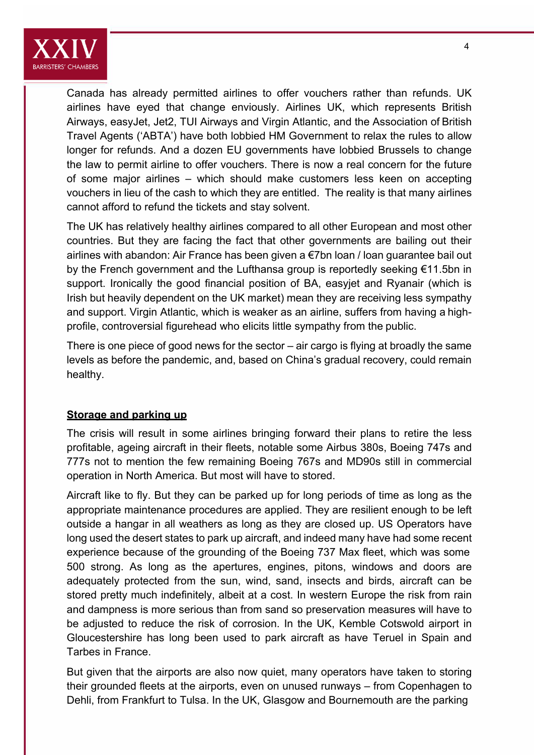Canada has already permitted airlines to offer vouchers rather than refunds. UK airlines have eyed that change enviously. Airlines UK, which represents British Airways, easyJet, Jet2, TUI Airways and Virgin Atlantic, and the Association of British Travel Agents ('ABTA') have both lobbied HM Government to relax the rules to allow longer for refunds. And a dozen EU governments have lobbied Brussels to change the law to permit airline to offer vouchers. There is now a real concern for the future of some major airlines – which should make customers less keen on accepting vouchers in lieu of the cash to which they are entitled. The reality is that many airlines cannot afford to refund the tickets and stay solvent.

The UK has relatively healthy airlines compared to all other European and most other countries. But they are facing the fact that other governments are bailing out their airlines with abandon: Air France has been given a €7bn loan / loan guarantee bail out by the French government and the Lufthansa group is reportedly seeking €11.5bn in support. Ironically the good financial position of BA, easyjet and Ryanair (which is Irish but heavily dependent on the UK market) mean they are receiving less sympathy and support. Virgin Atlantic, which is weaker as an airline, suffers from having a high-profile, controversial figurehead who elicits little sympathy from the public.

There is one piece of good news for the sector – air cargo is flying at broadly the same levels as before the pandemic, and, based on China's gradual recovery, could remain healthy.

**<u>Storage and parking up</u>**

The crisis will result in some airlines bringing forward their plans to retire the less profitable, ageing aircraft in their fleets, notable some Airbus 380s, Boeing 747s and 777s not to mention the few remaining Boeing 767s and MD90s still in commercial operation in North America. But most will have to stored.

Aircraft like to fly. But they can be parked up for long periods of time as long as the appropriate maintenance procedures are applied. They are resilient enough to be left outside a hangar in all weathers as long as they are closed up. US Operators have long used the desert states to park up aircraft, and indeed many have had some recent experience because of the grounding of the Boeing 737 Max fleet, which was some 500 strong. As long as the apertures, engines, pitons, windows and doors are adequately protected from the sun, wind, sand, insects and birds, aircraft can be stored pretty much indefinitely, albeit at a cost. In western Europe the risk from rain and dampness is more serious than from sand so preservation measures will have to be adjusted to reduce the risk of corrosion. In the UK, Kemble Cotswold airport in Gloucestershire has long been used to park aircraft as have Teruel in Spain and Tarbes in France.

But given that the airports are also now quiet, many operators have taken to storing their grounded fleets at the airports, even on unused runways – from Copenhagen to Dehli, from Frankfurt to Tulsa. In the UK, Glasgow and Bournemouth are the parking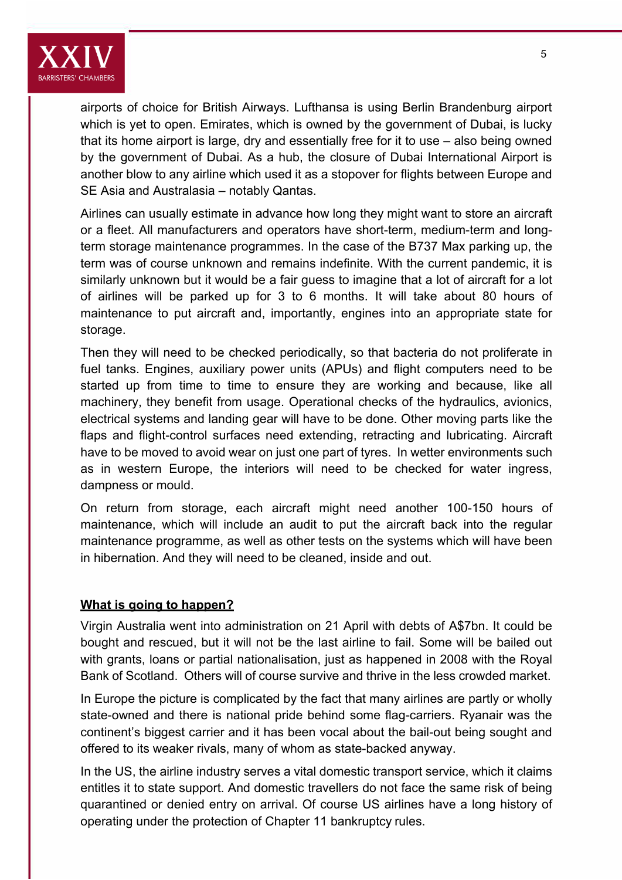airports of choice for British Airways. Lufthansa is using Berlin Brandenburg airport which is yet to open. Emirates, which is owned by the government of Dubai, is lucky that its home airport is large, dry and essentially free for it to use – also being owned by the government of Dubai. As a hub, the closure of Dubai International Airport is another blow to any airline which used it as a stopover for flights between Europe and SE Asia and Australasia – notably Qantas.

Airlines can usually estimate in advance how long they might want to store an aircraft or a fleet. All manufacturers and operators have short-term, medium-term and long-term storage maintenance programmes. In the case of the B737 Max parking up, the term was of course unknown and remains indefinite. With the current pandemic, it is similarly unknown but it would be a fair guess to imagine that a lot of aircraft for a lot of airlines will be parked up for 3 to 6 months. It will take about 80 hours of maintenance to put aircraft and, importantly, engines into an appropriate state for storage.

Then they will need to be checked periodically, so that bacteria do not proliferate in fuel tanks. Engines, auxiliary power units (APUs) and flight computers need to be started up from time to time to ensure they are working and because, like all machinery, they benefit from usage. Operational checks of the hydraulics, avionics, electrical systems and landing gear will have to be done. Other moving parts like the flaps and flight-control surfaces need extending, retracting and lubricating. Aircraft have to be moved to avoid wear on just one part of tyres. In wetter environments such as in western Europe, the interiors will need to be checked for water ingress, dampness or mould.

On return from storage, each aircraft might need another 100-150 hours of maintenance, which will include an audit to put the aircraft back into the regular maintenance programme, as well as other tests on the systems which will have been in hibernation. And they will need to be cleaned, inside and out.

**<u>What is going to happen?</u>**

Virgin Australia went into administration on 21 April with debts of A$7bn. It could be bought and rescued, but it will not be the last airline to fail. Some will be bailed out with grants, loans or partial nationalisation, just as happened in 2008 with the Royal Bank of Scotland. Others will of course survive and thrive in the less crowded market.

In Europe the picture is complicated by the fact that many airlines are partly or wholly state-owned and there is national pride behind some flag-carriers. Ryanair was the continent's biggest carrier and it has been vocal about the bail-out being sought and offered to its weaker rivals, many of whom as state-backed anyway.

In the US, the airline industry serves a vital domestic transport service, which it claims entitles it to state support. And domestic travellers do not face the same risk of being quarantined or denied entry on arrival. Of course US airlines have a long history of operating under the protection of Chapter 11 bankruptcy rules.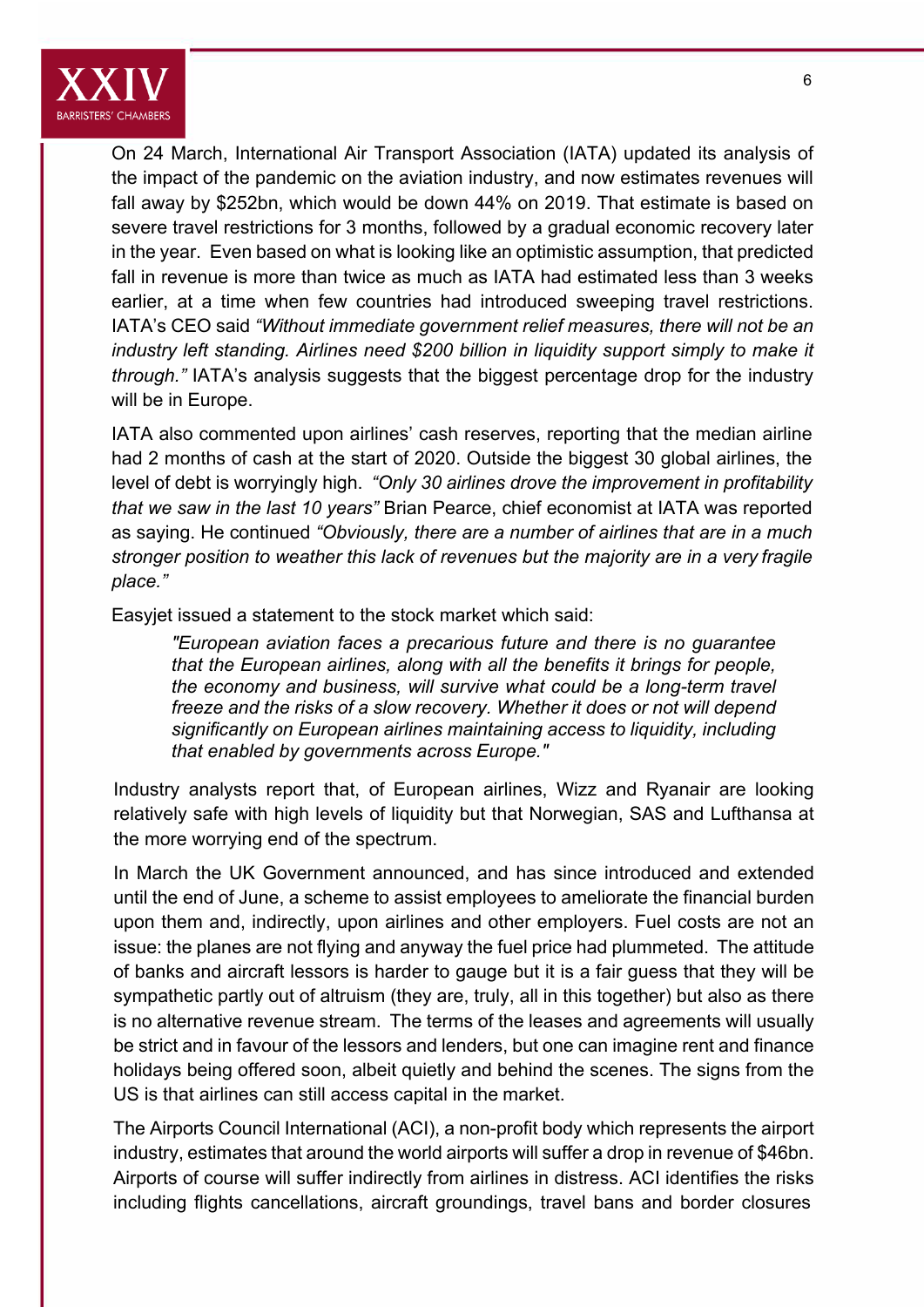On 24 March, International Air Transport Association (IATA) updated its analysis of the impact of the pandemic on the aviation industry, and now estimates revenues will fall away by $252bn, which would be down 44% on 2019. That estimate is based on severe travel restrictions for 3 months, followed by a gradual economic recovery later in the year. Even based on what is looking like an optimistic assumption, that predicted fall in revenue is more than twice as much as IATA had estimated less than 3 weeks earlier, at a time when few countries had introduced sweeping travel restrictions. IATA's CEO said *"Without immediate government relief measures, there will not be an industry left standing. Airlines need $200 billion in liquidity support simply to make it through."* IATA's analysis suggests that the biggest percentage drop for the industry will be in Europe.

IATA also commented upon airlines' cash reserves, reporting that the median airline had 2 months of cash at the start of 2020. Outside the biggest 30 global airlines, the level of debt is worryingly high. *"Only 30 airlines drove the improvement in profitability that we saw in the last 10 years"* Brian Pearce, chief economist at IATA was reported as saying. He continued *"Obviously, there are a number of airlines that are in a much stronger position to weather this lack of revenues but the majority are in a very fragile place."*

Easyjet issued a statement to the stock market which said:

> *"European aviation faces a precarious future and there is no guarantee that the European airlines, along with all the benefits it brings for people, the economy and business, will survive what could be a long-term travel freeze and the risks of a slow recovery. Whether it does or not will depend significantly on European airlines maintaining access to liquidity, including that enabled by governments across Europe."*

Industry analysts report that, of European airlines, Wizz and Ryanair are looking relatively safe with high levels of liquidity but that Norwegian, SAS and Lufthansa at the more worrying end of the spectrum.

In March the UK Government announced, and has since introduced and extended until the end of June, a scheme to assist employees to ameliorate the financial burden upon them and, indirectly, upon airlines and other employers. Fuel costs are not an issue: the planes are not flying and anyway the fuel price had plummeted. The attitude of banks and aircraft lessors is harder to gauge but it is a fair guess that they will be sympathetic partly out of altruism (they are, truly, all in this together) but also as there is no alternative revenue stream. The terms of the leases and agreements will usually be strict and in favour of the lessors and lenders, but one can imagine rent and finance holidays being offered soon, albeit quietly and behind the scenes. The signs from the US is that airlines can still access capital in the market.

The Airports Council International (ACI), a non-profit body which represents the airport industry, estimates that around the world airports will suffer a drop in revenue of $46bn. Airports of course will suffer indirectly from airlines in distress. ACI identifies the risks including flights cancellations, aircraft groundings, travel bans and border closures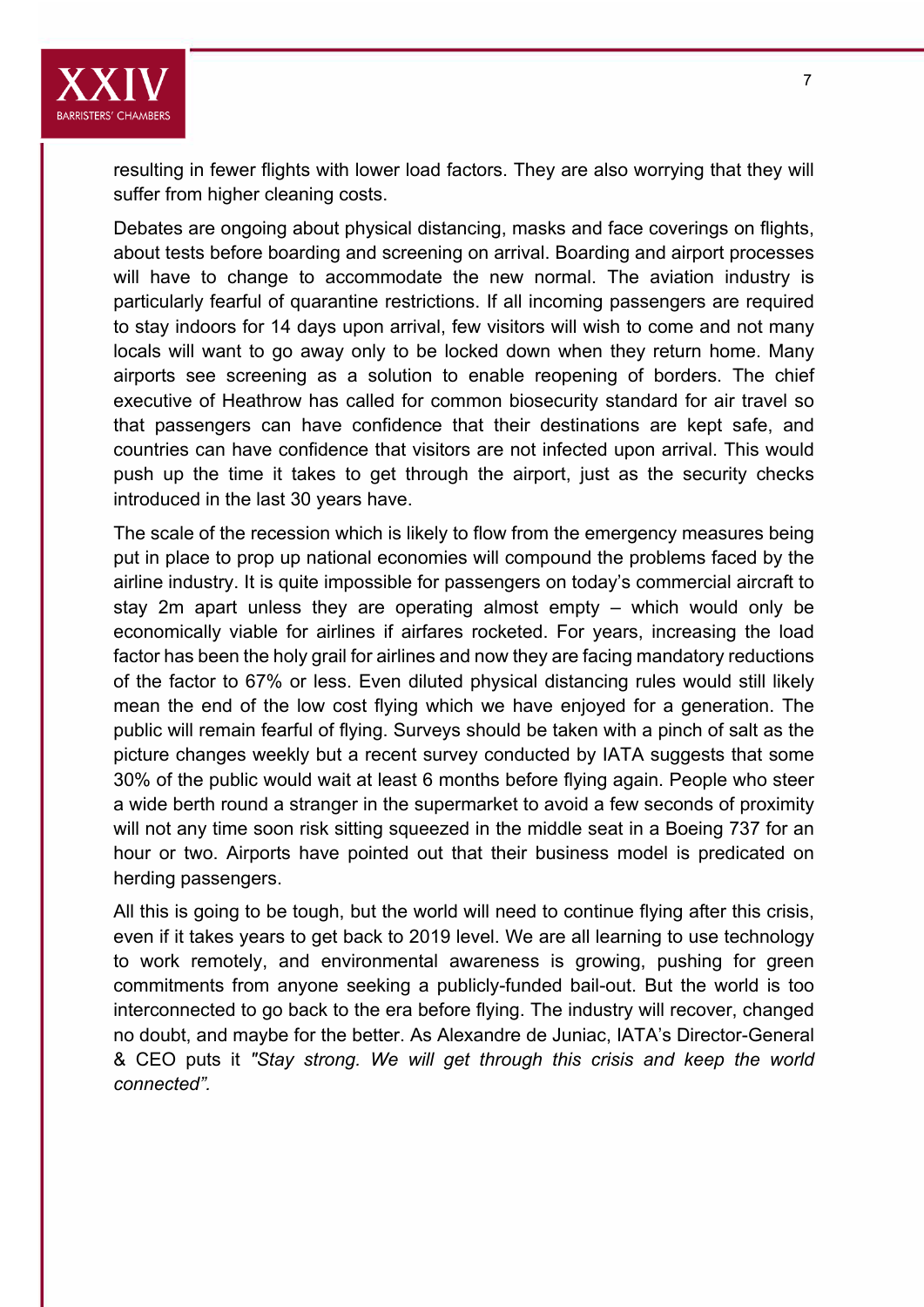resulting in fewer flights with lower load factors. They are also worrying that they will suffer from higher cleaning costs.

Debates are ongoing about physical distancing, masks and face coverings on flights, about tests before boarding and screening on arrival. Boarding and airport processes will have to change to accommodate the new normal. The aviation industry is particularly fearful of quarantine restrictions. If all incoming passengers are required to stay indoors for 14 days upon arrival, few visitors will wish to come and not many locals will want to go away only to be locked down when they return home. Many airports see screening as a solution to enable reopening of borders. The chief executive of Heathrow has called for common biosecurity standard for air travel so that passengers can have confidence that their destinations are kept safe, and countries can have confidence that visitors are not infected upon arrival. This would push up the time it takes to get through the airport, just as the security checks introduced in the last 30 years have.

The scale of the recession which is likely to flow from the emergency measures being put in place to prop up national economies will compound the problems faced by the airline industry. It is quite impossible for passengers on today's commercial aircraft to stay 2m apart unless they are operating almost empty – which would only be economically viable for airlines if airfares rocketed. For years, increasing the load factor has been the holy grail for airlines and now they are facing mandatory reductions of the factor to 67% or less. Even diluted physical distancing rules would still likely mean the end of the low cost flying which we have enjoyed for a generation. The public will remain fearful of flying. Surveys should be taken with a pinch of salt as the picture changes weekly but a recent survey conducted by IATA suggests that some 30% of the public would wait at least 6 months before flying again. People who steer a wide berth round a stranger in the supermarket to avoid a few seconds of proximity will not any time soon risk sitting squeezed in the middle seat in a Boeing 737 for an hour or two. Airports have pointed out that their business model is predicated on herding passengers.

All this is going to be tough, but the world will need to continue flying after this crisis, even if it takes years to get back to 2019 level. We are all learning to use technology to work remotely, and environmental awareness is growing, pushing for green commitments from anyone seeking a publicly-funded bail-out. But the world is too interconnected to go back to the era before flying. The industry will recover, changed no doubt, and maybe for the better. As Alexandre de Juniac, IATA's Director-General & CEO puts it *"Stay strong. We will get through this crisis and keep the world connected".*